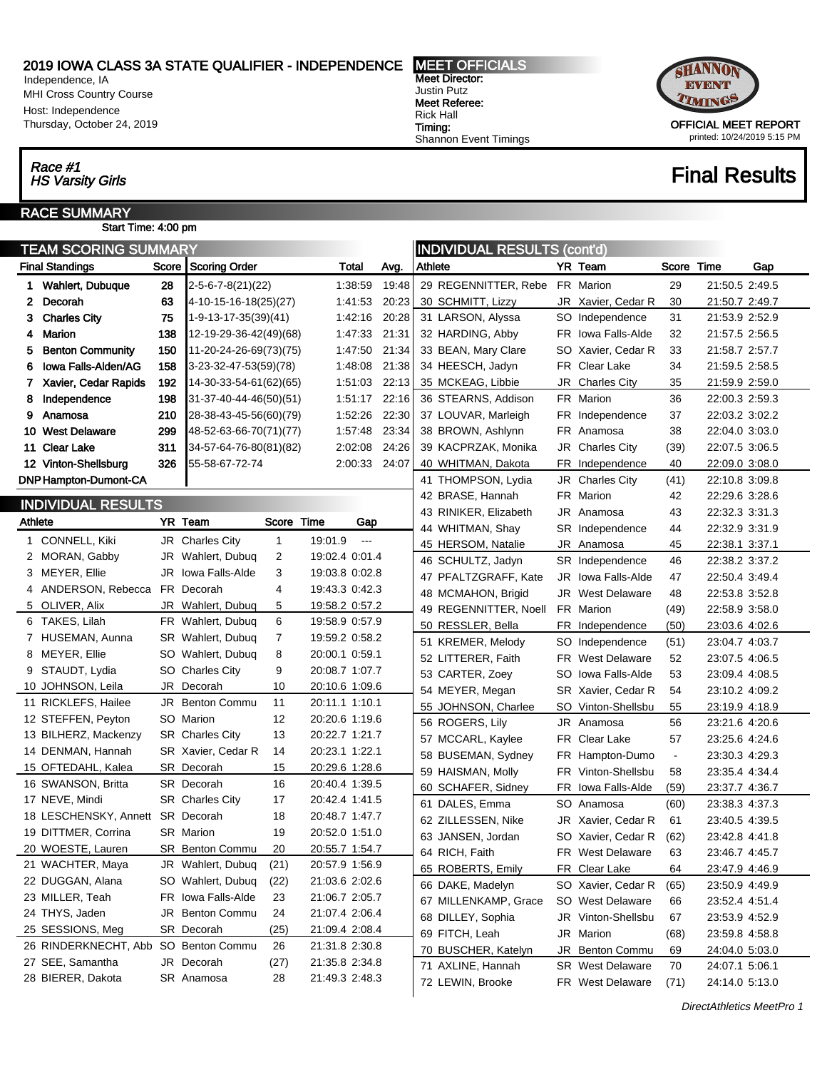# 2019 IOWA CLASS 3A STATE QUALIFIER - INDEPENDENCE

Independence, IA
MHI Cross Country Course
Host: Independence
Thursday, October 24, 2019

**MEET OFFICIALS**
**Meet Director:** Justin Putz
**Meet Referee:** Rick Hall
**Timing:** Shannon Event Timings

OFFICIAL MEET REPORT
printed: 10/24/2019 5:15 PM

## *Race #1 HS Varsity Girls*

## Final Results

### RACE SUMMARY

Start Time: 4:00 pm

### TEAM SCORING SUMMARY

| Final Standings | Score | Scoring Order | Total | Avg. |
|---|---|---|---|---|
| 1 Wahlert, Dubuque | 28 | 2-5-6-7-8(21)(22) | 1:38:59 | 19:48 |
| 2 Decorah | 63 | 4-10-15-16-18(25)(27) | 1:41:53 | 20:23 |
| 3 Charles City | 75 | 1-9-13-17-35(39)(41) | 1:42:16 | 20:28 |
| 4 Marion | 138 | 12-19-29-36-42(49)(68) | 1:47:33 | 21:31 |
| 5 Benton Community | 150 | 11-20-24-26-69(73)(75) | 1:47:50 | 21:34 |
| 6 Iowa Falls-Alden/AG | 158 | 3-23-32-47-53(59)(78) | 1:48:08 | 21:38 |
| 7 Xavier, Cedar Rapids | 192 | 14-30-33-54-61(62)(65) | 1:51:03 | 22:13 |
| 8 Independence | 198 | 31-37-40-44-46(50)(51) | 1:51:17 | 22:16 |
| 9 Anamosa | 210 | 28-38-43-45-56(60)(79) | 1:52:26 | 22:30 |
| 10 West Delaware | 299 | 48-52-63-66-70(71)(77) | 1:57:48 | 23:34 |
| 11 Clear Lake | 311 | 34-57-64-76-80(81)(82) | 2:02:08 | 24:26 |
| 12 Vinton-Shellsburg | 326 | 55-58-67-72-74 | 2:00:33 | 24:07 |
| DNP Hampton-Dumont-CA | | | | |

### INDIVIDUAL RESULTS

| Athlete | YR | Team | Score | Time | Gap |
|---|---|---|---|---|---|
| 1 CONNELL, Kiki | JR | Charles City | 1 | 19:01.9 | --- |
| 2 MORAN, Gabby | JR | Wahlert, Dubuq | 2 | 19:02.4 | 0:01.4 |
| 3 MEYER, Ellie | JR | Iowa Falls-Alde | 3 | 19:03.8 | 0:02.8 |
| 4 ANDERSON, Rebecca | FR | Decorah | 4 | 19:43.3 | 0:42.3 |
| 5 OLIVER, Alix | JR | Wahlert, Dubuq | 5 | 19:58.2 | 0:57.2 |
| 6 TAKES, Lilah | FR | Wahlert, Dubuq | 6 | 19:58.9 | 0:57.9 |
| 7 HUSEMAN, Aunna | SR | Wahlert, Dubuq | 7 | 19:59.2 | 0:58.2 |
| 8 MEYER, Ellie | SO | Wahlert, Dubuq | 8 | 20:00.1 | 0:59.1 |
| 9 STAUDT, Lydia | SO | Charles City | 9 | 20:08.7 | 1:07.7 |
| 10 JOHNSON, Leila | JR | Decorah | 10 | 20:10.6 | 1:09.6 |
| 11 RICKLEFS, Hailee | JR | Benton Commu | 11 | 20:11.1 | 1:10.1 |
| 12 STEFFEN, Peyton | SO | Marion | 12 | 20:20.6 | 1:19.6 |
| 13 BILHERZ, Mackenzy | SR | Charles City | 13 | 20:22.7 | 1:21.7 |
| 14 DENMAN, Hannah | SR | Xavier, Cedar R | 14 | 20:23.1 | 1:22.1 |
| 15 OFTEDAHL, Kalea | SR | Decorah | 15 | 20:29.6 | 1:28.6 |
| 16 SWANSON, Britta | SR | Decorah | 16 | 20:40.4 | 1:39.5 |
| 17 NEVE, Mindi | SR | Charles City | 17 | 20:42.4 | 1:41.5 |
| 18 LESCHENSKY, Annett | SR | Decorah | 18 | 20:48.7 | 1:47.7 |
| 19 DITTMER, Corrina | SR | Marion | 19 | 20:52.0 | 1:51.0 |
| 20 WOESTE, Lauren | SR | Benton Commu | 20 | 20:55.7 | 1:54.7 |
| 21 WACHTER, Maya | JR | Wahlert, Dubuq | (21) | 20:57.9 | 1:56.9 |
| 22 DUGGAN, Alana | SO | Wahlert, Dubuq | (22) | 21:03.6 | 2:02.6 |
| 23 MILLER, Teah | FR | Iowa Falls-Alde | 23 | 21:06.7 | 2:05.7 |
| 24 THYS, Jaden | JR | Benton Commu | 24 | 21:07.4 | 2:06.4 |
| 25 SESSIONS, Meg | SR | Decorah | (25) | 21:09.4 | 2:08.4 |
| 26 RINDERKNECHT, Abb | SO | Benton Commu | 26 | 21:31.8 | 2:30.8 |
| 27 SEE, Samantha | JR | Decorah | (27) | 21:35.8 | 2:34.8 |
| 28 BIERER, Dakota | SR | Anamosa | 28 | 21:49.3 | 2:48.3 |
| 29 REGENNITTER, Rebe | FR | Marion | 29 | 21:50.5 | 2:49.5 |
| 30 SCHMITT, Lizzy | JR | Xavier, Cedar R | 30 | 21:50.7 | 2:49.7 |
| 31 LARSON, Alyssa | SO | Independence | 31 | 21:53.9 | 2:52.9 |
| 32 HARDING, Abby | FR | Iowa Falls-Alde | 32 | 21:57.5 | 2:56.5 |
| 33 BEAN, Mary Clare | SO | Xavier, Cedar R | 33 | 21:58.7 | 2:57.7 |
| 34 HEESCH, Jadyn | FR | Clear Lake | 34 | 21:59.5 | 2:58.5 |
| 35 MCKEAG, Libbie | JR | Charles City | 35 | 21:59.9 | 2:59.0 |
| 36 STEARNS, Addison | FR | Marion | 36 | 22:00.3 | 2:59.3 |
| 37 LOUVAR, Marleigh | FR | Independence | 37 | 22:03.2 | 3:02.2 |
| 38 BROWN, Ashlynn | FR | Anamosa | 38 | 22:04.0 | 3:03.0 |
| 39 KACPRZAK, Monika | JR | Charles City | (39) | 22:07.5 | 3:06.5 |
| 40 WHITMAN, Dakota | FR | Independence | 40 | 22:09.0 | 3:08.0 |
| 41 THOMPSON, Lydia | JR | Charles City | (41) | 22:10.8 | 3:09.8 |
| 42 BRASE, Hannah | FR | Marion | 42 | 22:29.6 | 3:28.6 |
| 43 RINIKER, Elizabeth | JR | Anamosa | 43 | 22:32.3 | 3:31.3 |
| 44 WHITMAN, Shay | SR | Independence | 44 | 22:32.9 | 3:31.9 |
| 45 HERSOM, Natalie | JR | Anamosa | 45 | 22:38.1 | 3:37.1 |
| 46 SCHULTZ, Jadyn | SR | Independence | 46 | 22:38.2 | 3:37.2 |
| 47 PFALTZGRAFF, Kate | JR | Iowa Falls-Alde | 47 | 22:50.4 | 3:49.4 |
| 48 MCMAHON, Brigid | JR | West Delaware | 48 | 22:53.8 | 3:52.8 |
| 49 REGENNITTER, Noell | FR | Marion | (49) | 22:58.9 | 3:58.0 |
| 50 RESSLER, Bella | FR | Independence | (50) | 23:03.6 | 4:02.6 |
| 51 KREMER, Melody | SO | Independence | (51) | 23:04.7 | 4:03.7 |
| 52 LITTERER, Faith | FR | West Delaware | 52 | 23:07.5 | 4:06.5 |
| 53 CARTER, Zoey | SO | Iowa Falls-Alde | 53 | 23:09.4 | 4:08.5 |
| 54 MEYER, Megan | SR | Xavier, Cedar R | 54 | 23:10.2 | 4:09.2 |
| 55 JOHNSON, Charlee | SO | Vinton-Shellsbu | 55 | 23:19.9 | 4:18.9 |
| 56 ROGERS, Lily | JR | Anamosa | 56 | 23:21.6 | 4:20.6 |
| 57 MCCARL, Kaylee | FR | Clear Lake | 57 | 23:25.6 | 4:24.6 |
| 58 BUSEMAN, Sydney | FR | Hampton-Dumo | - | 23:30.3 | 4:29.3 |
| 59 HAISMAN, Molly | FR | Vinton-Shellsbu | 58 | 23:35.4 | 4:34.4 |
| 60 SCHAFER, Sidney | FR | Iowa Falls-Alde | (59) | 23:37.7 | 4:36.7 |
| 61 DALES, Emma | SO | Anamosa | (60) | 23:38.3 | 4:37.3 |
| 62 ZILLESSEN, Nike | JR | Xavier, Cedar R | 61 | 23:40.5 | 4:39.5 |
| 63 JANSEN, Jordan | SO | Xavier, Cedar R | (62) | 23:42.8 | 4:41.8 |
| 64 RICH, Faith | FR | West Delaware | 63 | 23:46.7 | 4:45.7 |
| 65 ROBERTS, Emily | FR | Clear Lake | 64 | 23:47.9 | 4:46.9 |
| 66 DAKE, Madelyn | SO | Xavier, Cedar R | (65) | 23:50.9 | 4:49.9 |
| 67 MILLENKAMP, Grace | SO | West Delaware | 66 | 23:52.4 | 4:51.4 |
| 68 DILLEY, Sophia | JR | Vinton-Shellsbu | 67 | 23:53.9 | 4:52.9 |
| 69 FITCH, Leah | JR | Marion | (68) | 23:59.8 | 4:58.8 |
| 70 BUSCHER, Katelyn | JR | Benton Commu | 69 | 24:04.0 | 5:03.0 |
| 71 AXLINE, Hannah | SR | West Delaware | 70 | 24:07.1 | 5:06.1 |
| 72 LEWIN, Brooke | FR | West Delaware | (71) | 24:14.0 | 5:13.0 |

*DirectAthletics MeetPro 1*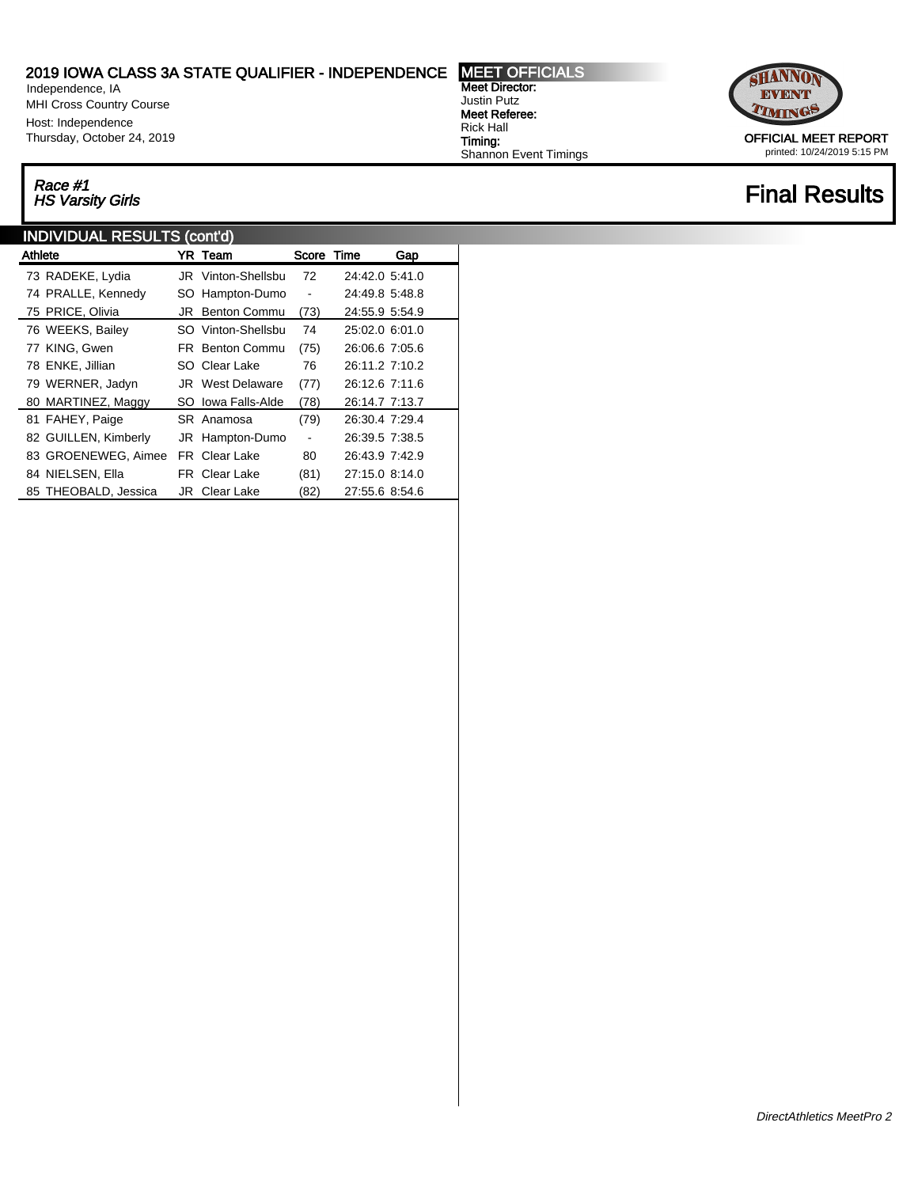# 2019 IOWA CLASS 3A STATE QUALIFIER - INDEPENDENCE

Independence, IA
MHI Cross Country Course
Host: Independence
Thursday, October 24, 2019

**MEET OFFICIALS**
**Meet Director:** Justin Putz
**Meet Referee:** Rick Hall
**Timing:** Shannon Event Timings

OFFICIAL MEET REPORT
printed: 10/24/2019 5:15 PM

*Race #1*
*HS Varsity Girls*

## Final Results

### INDIVIDUAL RESULTS (cont'd)

| | Athlete | YR | Team | Score | Time | Gap |
|---|---|---|---|---|---|---|
| 73 | RADEKE, Lydia | JR | Vinton-Shellsbu | 72 | 24:42.0 | 5:41.0 |
| 74 | PRALLE, Kennedy | SO | Hampton-Dumo | - | 24:49.8 | 5:48.8 |
| 75 | PRICE, Olivia | JR | Benton Commu | (73) | 24:55.9 | 5:54.9 |
| 76 | WEEKS, Bailey | SO | Vinton-Shellsbu | 74 | 25:02.0 | 6:01.0 |
| 77 | KING, Gwen | FR | Benton Commu | (75) | 26:06.6 | 7:05.6 |
| 78 | ENKE, Jillian | SO | Clear Lake | 76 | 26:11.2 | 7:10.2 |
| 79 | WERNER, Jadyn | JR | West Delaware | (77) | 26:12.6 | 7:11.6 |
| 80 | MARTINEZ, Maggy | SO | Iowa Falls-Alde | (78) | 26:14.7 | 7:13.7 |
| 81 | FAHEY, Paige | SR | Anamosa | (79) | 26:30.4 | 7:29.4 |
| 82 | GUILLEN, Kimberly | JR | Hampton-Dumo | - | 26:39.5 | 7:38.5 |
| 83 | GROENEWEG, Aimee | FR | Clear Lake | 80 | 26:43.9 | 7:42.9 |
| 84 | NIELSEN, Ella | FR | Clear Lake | (81) | 27:15.0 | 8:14.0 |
| 85 | THEOBALD, Jessica | JR | Clear Lake | (82) | 27:55.6 | 8:54.6 |

*DirectAthletics MeetPro 2*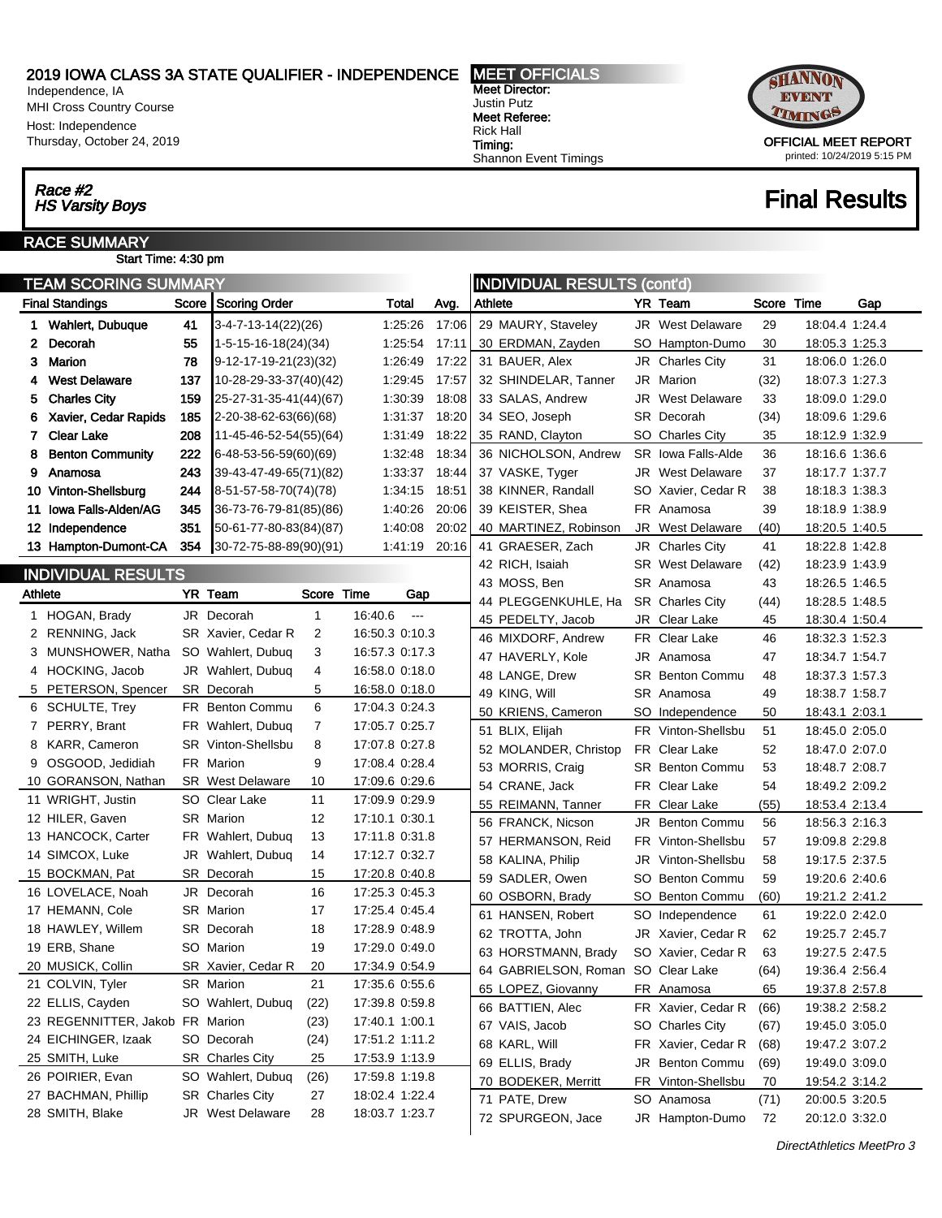# 2019 IOWA CLASS 3A STATE QUALIFIER - INDEPENDENCE

Independence, IA
MHI Cross Country Course
Host: Independence
Thursday, October 24, 2019

**MEET OFFICIALS**
Meet Director:
Justin Putz
Meet Referee:
Rick Hall
Timing:
Shannon Event Timings

OFFICIAL MEET REPORT
printed: 10/24/2019 5:15 PM

## *Race #2*
## *HS Varsity Boys*

# Final Results

## RACE SUMMARY

Start Time: 4:30 pm

## TEAM SCORING SUMMARY

| Final Standings | Score | Scoring Order | Total | Avg. |
|---|---|---|---|---|
| 1 Wahlert, Dubuque | 41 | 3-4-7-13-14(22)(26) | 1:25:26 | 17:06 |
| 2 Decorah | 55 | 1-5-15-16-18(24)(34) | 1:25:54 | 17:11 |
| 3 Marion | 78 | 9-12-17-19-21(23)(32) | 1:26:49 | 17:22 |
| 4 West Delaware | 137 | 10-28-29-33-37(40)(42) | 1:29:45 | 17:57 |
| 5 Charles City | 159 | 25-27-31-35-41(44)(67) | 1:30:39 | 18:08 |
| 6 Xavier, Cedar Rapids | 185 | 2-20-38-62-63(66)(68) | 1:31:37 | 18:20 |
| 7 Clear Lake | 208 | 11-45-46-52-54(55)(64) | 1:31:49 | 18:22 |
| 8 Benton Community | 222 | 6-48-53-56-59(60)(69) | 1:32:48 | 18:34 |
| 9 Anamosa | 243 | 39-43-47-49-65(71)(82) | 1:33:37 | 18:44 |
| 10 Vinton-Shellsburg | 244 | 8-51-57-58-70(74)(78) | 1:34:15 | 18:51 |
| 11 Iowa Falls-Alden/AG | 345 | 36-73-76-79-81(85)(86) | 1:40:26 | 20:06 |
| 12 Independence | 351 | 50-61-77-80-83(84)(87) | 1:40:08 | 20:02 |
| 13 Hampton-Dumont-CA | 354 | 30-72-75-88-89(90)(91) | 1:41:19 | 20:16 |

## INDIVIDUAL RESULTS

| Athlete | YR | Team | Score | Time | Gap |
|---|---|---|---|---|---|
| 1 HOGAN, Brady | JR | Decorah | 1 | 16:40.6 | --- |
| 2 RENNING, Jack | SR | Xavier, Cedar R | 2 | 16:50.3 | 0:10.3 |
| 3 MUNSHOWER, Natha | SO | Wahlert, Dubuq | 3 | 16:57.3 | 0:17.3 |
| 4 HOCKING, Jacob | JR | Wahlert, Dubuq | 4 | 16:58.0 | 0:18.0 |
| 5 PETERSON, Spencer | SR | Decorah | 5 | 16:58.0 | 0:18.0 |
| 6 SCHULTE, Trey | FR | Benton Commu | 6 | 17:04.3 | 0:24.3 |
| 7 PERRY, Brant | FR | Wahlert, Dubuq | 7 | 17:05.7 | 0:25.7 |
| 8 KARR, Cameron | SR | Vinton-Shellsbu | 8 | 17:07.8 | 0:27.8 |
| 9 OSGOOD, Jedidiah | FR | Marion | 9 | 17:08.4 | 0:28.4 |
| 10 GORANSON, Nathan | SR | West Delaware | 10 | 17:09.6 | 0:29.6 |
| 11 WRIGHT, Justin | SO | Clear Lake | 11 | 17:09.9 | 0:29.9 |
| 12 HILER, Gaven | SR | Marion | 12 | 17:10.1 | 0:30.1 |
| 13 HANCOCK, Carter | FR | Wahlert, Dubuq | 13 | 17:11.8 | 0:31.8 |
| 14 SIMCOX, Luke | JR | Wahlert, Dubuq | 14 | 17:12.7 | 0:32.7 |
| 15 BOCKMAN, Pat | SR | Decorah | 15 | 17:20.8 | 0:40.8 |
| 16 LOVELACE, Noah | JR | Decorah | 16 | 17:25.3 | 0:45.3 |
| 17 HEMANN, Cole | SR | Marion | 17 | 17:25.4 | 0:45.4 |
| 18 HAWLEY, Willem | SR | Decorah | 18 | 17:28.9 | 0:48.9 |
| 19 ERB, Shane | SO | Marion | 19 | 17:29.0 | 0:49.0 |
| 20 MUSICK, Collin | SR | Xavier, Cedar R | 20 | 17:34.9 | 0:54.9 |
| 21 COLVIN, Tyler | SR | Marion | 21 | 17:35.6 | 0:55.6 |
| 22 ELLIS, Cayden | SO | Wahlert, Dubuq | (22) | 17:39.8 | 0:59.8 |
| 23 REGENNITTER, Jakob | FR | Marion | (23) | 17:40.1 | 1:00.1 |
| 24 EICHINGER, Izaak | SO | Decorah | (24) | 17:51.2 | 1:11.2 |
| 25 SMITH, Luke | SR | Charles City | 25 | 17:53.9 | 1:13.9 |
| 26 POIRIER, Evan | SO | Wahlert, Dubuq | (26) | 17:59.8 | 1:19.8 |
| 27 BACHMAN, Phillip | SR | Charles City | 27 | 18:02.4 | 1:22.4 |
| 28 SMITH, Blake | JR | West Delaware | 28 | 18:03.7 | 1:23.7 |
| 29 MAURY, Staveley | JR | West Delaware | 29 | 18:04.4 | 1:24.4 |
| 30 ERDMAN, Zayden | SO | Hampton-Dumo | 30 | 18:05.3 | 1:25.3 |
| 31 BAUER, Alex | JR | Charles City | 31 | 18:06.0 | 1:26.0 |
| 32 SHINDELAR, Tanner | JR | Marion | (32) | 18:07.3 | 1:27.3 |
| 33 SALAS, Andrew | JR | West Delaware | 33 | 18:09.0 | 1:29.0 |
| 34 SEO, Joseph | SR | Decorah | (34) | 18:09.6 | 1:29.6 |
| 35 RAND, Clayton | SO | Charles City | 35 | 18:12.9 | 1:32.9 |
| 36 NICHOLSON, Andrew | SR | Iowa Falls-Alde | 36 | 18:16.6 | 1:36.6 |
| 37 VASKE, Tyger | JR | West Delaware | 37 | 18:17.7 | 1:37.7 |
| 38 KINNER, Randall | SO | Xavier, Cedar R | 38 | 18:18.3 | 1:38.3 |
| 39 KEISTER, Shea | FR | Anamosa | 39 | 18:18.9 | 1:38.9 |
| 40 MARTINEZ, Robinson | JR | West Delaware | (40) | 18:20.5 | 1:40.5 |
| 41 GRAESER, Zach | JR | Charles City | 41 | 18:22.8 | 1:42.8 |
| 42 RICH, Isaiah | SR | West Delaware | (42) | 18:23.9 | 1:43.9 |
| 43 MOSS, Ben | SR | Anamosa | 43 | 18:26.5 | 1:46.5 |
| 44 PLEGGENKUHLE, Ha | SR | Charles City | (44) | 18:28.5 | 1:48.5 |
| 45 PEDELTY, Jacob | JR | Clear Lake | 45 | 18:30.4 | 1:50.4 |
| 46 MIXDORF, Andrew | FR | Clear Lake | 46 | 18:32.3 | 1:52.3 |
| 47 HAVERLY, Kole | JR | Anamosa | 47 | 18:34.7 | 1:54.7 |
| 48 LANGE, Drew | SR | Benton Commu | 48 | 18:37.3 | 1:57.3 |
| 49 KING, Will | SR | Anamosa | 49 | 18:38.7 | 1:58.7 |
| 50 KRIENS, Cameron | SO | Independence | 50 | 18:43.1 | 2:03.1 |
| 51 BLIX, Elijah | FR | Vinton-Shellsbu | 51 | 18:45.0 | 2:05.0 |
| 52 MOLANDER, Christop | FR | Clear Lake | 52 | 18:47.0 | 2:07.0 |
| 53 MORRIS, Craig | SR | Benton Commu | 53 | 18:48.7 | 2:08.7 |
| 54 CRANE, Jack | FR | Clear Lake | 54 | 18:49.2 | 2:09.2 |
| 55 REIMANN, Tanner | FR | Clear Lake | (55) | 18:53.4 | 2:13.4 |
| 56 FRANCK, Nicson | JR | Benton Commu | 56 | 18:56.3 | 2:16.3 |
| 57 HERMANSON, Reid | FR | Vinton-Shellsbu | 57 | 19:09.8 | 2:29.8 |
| 58 KALINA, Philip | JR | Vinton-Shellsbu | 58 | 19:17.5 | 2:37.5 |
| 59 SADLER, Owen | SO | Benton Commu | 59 | 19:20.6 | 2:40.6 |
| 60 OSBORN, Brady | SO | Benton Commu | (60) | 19:21.2 | 2:41.2 |
| 61 HANSEN, Robert | SO | Independence | 61 | 19:22.0 | 2:42.0 |
| 62 TROTTA, John | JR | Xavier, Cedar R | 62 | 19:25.7 | 2:45.7 |
| 63 HORSTMANN, Brady | SO | Xavier, Cedar R | 63 | 19:27.5 | 2:47.5 |
| 64 GABRIELSON, Roman | SO | Clear Lake | (64) | 19:36.4 | 2:56.4 |
| 65 LOPEZ, Giovanny | FR | Anamosa | 65 | 19:37.8 | 2:57.8 |
| 66 BATTIEN, Alec | FR | Xavier, Cedar R | (66) | 19:38.2 | 2:58.2 |
| 67 VAIS, Jacob | SO | Charles City | (67) | 19:45.0 | 3:05.0 |
| 68 KARL, Will | FR | Xavier, Cedar R | (68) | 19:47.2 | 3:07.2 |
| 69 ELLIS, Brady | JR | Benton Commu | (69) | 19:49.0 | 3:09.0 |
| 70 BODEKER, Merritt | FR | Vinton-Shellsbu | 70 | 19:54.2 | 3:14.2 |
| 71 PATE, Drew | SO | Anamosa | (71) | 20:00.5 | 3:20.5 |
| 72 SPURGEON, Jace | JR | Hampton-Dumo | 72 | 20:12.0 | 3:32.0 |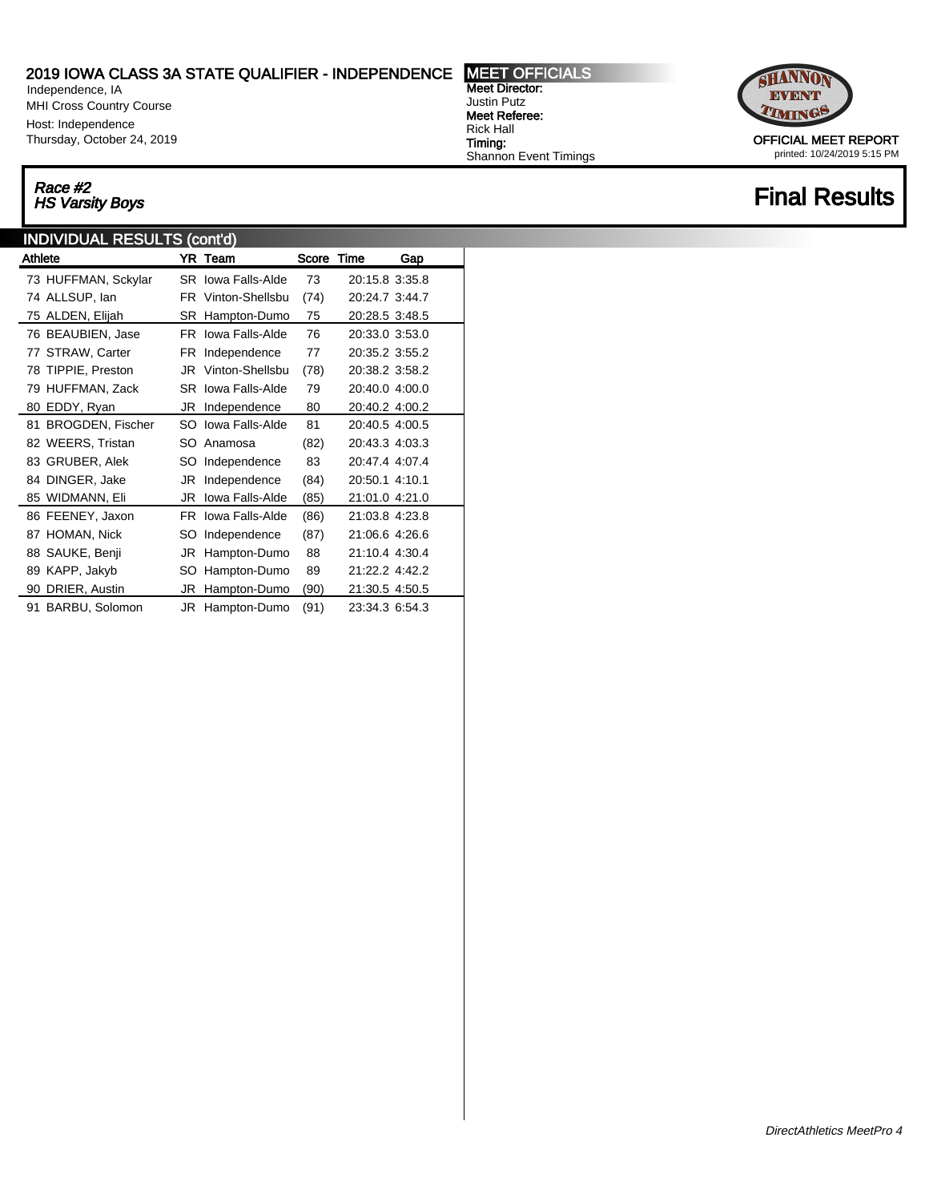# 2019 IOWA CLASS 3A STATE QUALIFIER - INDEPENDENCE

Independence, IA
MHI Cross Country Course
Host: Independence
Thursday, October 24, 2019

**MEET OFFICIALS**
**Meet Director:** Justin Putz
**Meet Referee:** Rick Hall
**Timing:** Shannon Event Timings

OFFICIAL MEET REPORT
printed: 10/24/2019 5:15 PM

***Race #2***
***HS Varsity Boys***

## Final Results

### INDIVIDUAL RESULTS (cont'd)

| | Athlete | YR | Team | Score | Time | Gap |
|---|---|---|---|---|---|---|
| 73 | HUFFMAN, Sckylar | SR | Iowa Falls-Alde | 73 | 20:15.8 | 3:35.8 |
| 74 | ALLSUP, Ian | FR | Vinton-Shellsbu | (74) | 20:24.7 | 3:44.7 |
| 75 | ALDEN, Elijah | SR | Hampton-Dumo | 75 | 20:28.5 | 3:48.5 |
| 76 | BEAUBIEN, Jase | FR | Iowa Falls-Alde | 76 | 20:33.0 | 3:53.0 |
| 77 | STRAW, Carter | FR | Independence | 77 | 20:35.2 | 3:55.2 |
| 78 | TIPPIE, Preston | JR | Vinton-Shellsbu | (78) | 20:38.2 | 3:58.2 |
| 79 | HUFFMAN, Zack | SR | Iowa Falls-Alde | 79 | 20:40.0 | 4:00.0 |
| 80 | EDDY, Ryan | JR | Independence | 80 | 20:40.2 | 4:00.2 |
| 81 | BROGDEN, Fischer | SO | Iowa Falls-Alde | 81 | 20:40.5 | 4:00.5 |
| 82 | WEERS, Tristan | SO | Anamosa | (82) | 20:43.3 | 4:03.3 |
| 83 | GRUBER, Alek | SO | Independence | 83 | 20:47.4 | 4:07.4 |
| 84 | DINGER, Jake | JR | Independence | (84) | 20:50.1 | 4:10.1 |
| 85 | WIDMANN, Eli | JR | Iowa Falls-Alde | (85) | 21:01.0 | 4:21.0 |
| 86 | FEENEY, Jaxon | FR | Iowa Falls-Alde | (86) | 21:03.8 | 4:23.8 |
| 87 | HOMAN, Nick | SO | Independence | (87) | 21:06.6 | 4:26.6 |
| 88 | SAUKE, Benji | JR | Hampton-Dumo | 88 | 21:10.4 | 4:30.4 |
| 89 | KAPP, Jakyb | SO | Hampton-Dumo | 89 | 21:22.2 | 4:42.2 |
| 90 | DRIER, Austin | JR | Hampton-Dumo | (90) | 21:30.5 | 4:50.5 |
| 91 | BARBU, Solomon | JR | Hampton-Dumo | (91) | 23:34.3 | 6:54.3 |

*DirectAthletics MeetPro 4*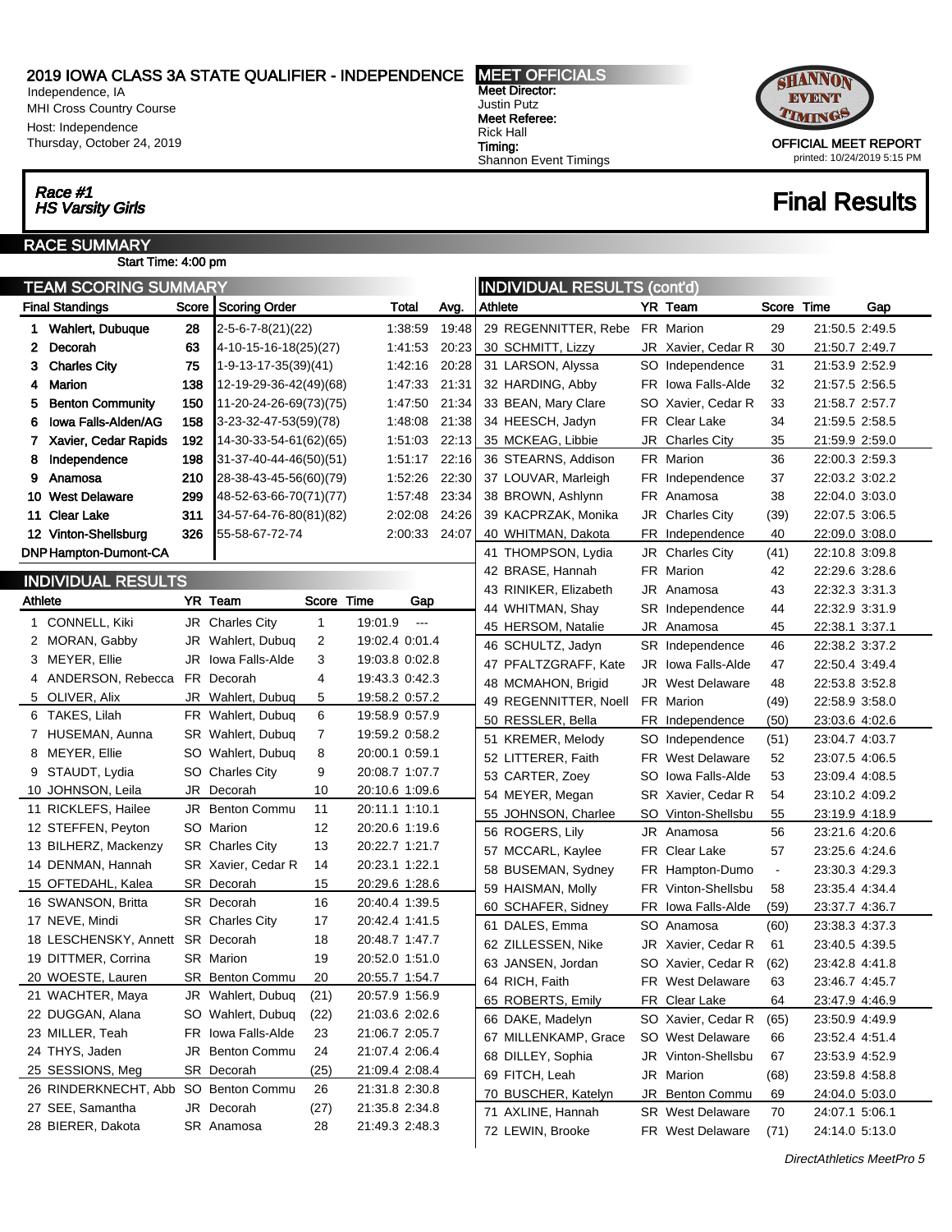# 2019 IOWA CLASS 3A STATE QUALIFIER - INDEPENDENCE

Independence, IA
MHI Cross Country Course
Host: Independence
Thursday, October 24, 2019

**MEET OFFICIALS**
**Meet Director:** Justin Putz
**Meet Referee:** Rick Hall
**Timing:** Shannon Event Timings

OFFICIAL MEET REPORT
printed: 10/24/2019 5:15 PM

## Race #1 HS Varsity Girls

## Final Results

### RACE SUMMARY

Start Time: 4:00 pm

### TEAM SCORING SUMMARY

| Final Standings | | Score | Scoring Order | Total | Avg. |
|---|---|---|---|---|---|
| 1 | Wahlert, Dubuque | 28 | 2-5-6-7-8(21)(22) | 1:38:59 | 19:48 |
| 2 | Decorah | 63 | 4-10-15-16-18(25)(27) | 1:41:53 | 20:23 |
| 3 | Charles City | 75 | 1-9-13-17-35(39)(41) | 1:42:16 | 20:28 |
| 4 | Marion | 138 | 12-19-29-36-42(49)(68) | 1:47:33 | 21:31 |
| 5 | Benton Community | 150 | 11-20-24-26-69(73)(75) | 1:47:50 | 21:34 |
| 6 | Iowa Falls-Alden/AG | 158 | 3-23-32-47-53(59)(78) | 1:48:08 | 21:38 |
| 7 | Xavier, Cedar Rapids | 192 | 14-30-33-54-61(62)(65) | 1:51:03 | 22:13 |
| 8 | Independence | 198 | 31-37-40-44-46(50)(51) | 1:51:17 | 22:16 |
| 9 | Anamosa | 210 | 28-38-43-45-56(60)(79) | 1:52:26 | 22:30 |
| 10 | West Delaware | 299 | 48-52-63-66-70(71)(77) | 1:57:48 | 23:34 |
| 11 | Clear Lake | 311 | 34-57-64-76-80(81)(82) | 2:02:08 | 24:26 |
| 12 | Vinton-Shellsburg | 326 | 55-58-67-72-74 | 2:00:33 | 24:07 |
| DNP | Hampton-Dumont-CA | | | | |

### INDIVIDUAL RESULTS

| Athlete | YR | Team | Score | Time | Gap |
|---|---|---|---|---|---|
| 1 CONNELL, Kiki | JR | Charles City | 1 | 19:01.9 | --- |
| 2 MORAN, Gabby | JR | Wahlert, Dubuq | 2 | 19:02.4 | 0:01.4 |
| 3 MEYER, Ellie | JR | Iowa Falls-Alde | 3 | 19:03.8 | 0:02.8 |
| 4 ANDERSON, Rebecca | FR | Decorah | 4 | 19:43.3 | 0:42.3 |
| 5 OLIVER, Alix | JR | Wahlert, Dubuq | 5 | 19:58.2 | 0:57.2 |
| 6 TAKES, Lilah | FR | Wahlert, Dubuq | 6 | 19:58.9 | 0:57.9 |
| 7 HUSEMAN, Aunna | SR | Wahlert, Dubuq | 7 | 19:59.2 | 0:58.2 |
| 8 MEYER, Ellie | SO | Wahlert, Dubuq | 8 | 20:00.1 | 0:59.1 |
| 9 STAUDT, Lydia | SO | Charles City | 9 | 20:08.7 | 1:07.7 |
| 10 JOHNSON, Leila | JR | Decorah | 10 | 20:10.6 | 1:09.6 |
| 11 RICKLEFS, Hailee | JR | Benton Commu | 11 | 20:11.1 | 1:10.1 |
| 12 STEFFEN, Peyton | SO | Marion | 12 | 20:20.6 | 1:19.6 |
| 13 BILHERZ, Mackenzy | SR | Charles City | 13 | 20:22.7 | 1:21.7 |
| 14 DENMAN, Hannah | SR | Xavier, Cedar R | 14 | 20:23.1 | 1:22.1 |
| 15 OFTEDAHL, Kalea | SR | Decorah | 15 | 20:29.6 | 1:28.6 |
| 16 SWANSON, Britta | SR | Decorah | 16 | 20:40.4 | 1:39.5 |
| 17 NEVE, Mindi | SR | Charles City | 17 | 20:42.4 | 1:41.5 |
| 18 LESCHENSKY, Annett | SR | Decorah | 18 | 20:48.7 | 1:47.7 |
| 19 DITTMER, Corrina | SR | Marion | 19 | 20:52.0 | 1:51.0 |
| 20 WOESTE, Lauren | SR | Benton Commu | 20 | 20:55.7 | 1:54.7 |
| 21 WACHTER, Maya | JR | Wahlert, Dubuq | (21) | 20:57.9 | 1:56.9 |
| 22 DUGGAN, Alana | SO | Wahlert, Dubuq | (22) | 21:03.6 | 2:02.6 |
| 23 MILLER, Teah | FR | Iowa Falls-Alde | 23 | 21:06.7 | 2:05.7 |
| 24 THYS, Jaden | JR | Benton Commu | 24 | 21:07.4 | 2:06.4 |
| 25 SESSIONS, Meg | SR | Decorah | (25) | 21:09.4 | 2:08.4 |
| 26 RINDERKNECHT, Abb | SO | Benton Commu | 26 | 21:31.8 | 2:30.8 |
| 27 SEE, Samantha | JR | Decorah | (27) | 21:35.8 | 2:34.8 |
| 28 BIERER, Dakota | SR | Anamosa | 28 | 21:49.3 | 2:48.3 |
| 29 REGENNITTER, Rebe | FR | Marion | 29 | 21:50.5 | 2:49.5 |
| 30 SCHMITT, Lizzy | JR | Xavier, Cedar R | 30 | 21:50.7 | 2:49.7 |
| 31 LARSON, Alyssa | SO | Independence | 31 | 21:53.9 | 2:52.9 |
| 32 HARDING, Abby | FR | Iowa Falls-Alde | 32 | 21:57.5 | 2:56.5 |
| 33 BEAN, Mary Clare | SO | Xavier, Cedar R | 33 | 21:58.7 | 2:57.7 |
| 34 HEESCH, Jadyn | FR | Clear Lake | 34 | 21:59.5 | 2:58.5 |
| 35 MCKEAG, Libbie | JR | Charles City | 35 | 21:59.9 | 2:59.0 |
| 36 STEARNS, Addison | FR | Marion | 36 | 22:00.3 | 2:59.3 |
| 37 LOUVAR, Marleigh | FR | Independence | 37 | 22:03.2 | 3:02.2 |
| 38 BROWN, Ashlynn | FR | Anamosa | 38 | 22:04.0 | 3:03.0 |
| 39 KACPRZAK, Monika | JR | Charles City | (39) | 22:07.5 | 3:06.5 |
| 40 WHITMAN, Dakota | FR | Independence | 40 | 22:09.0 | 3:08.0 |
| 41 THOMPSON, Lydia | JR | Charles City | (41) | 22:10.8 | 3:09.8 |
| 42 BRASE, Hannah | FR | Marion | 42 | 22:29.6 | 3:28.6 |
| 43 RINIKER, Elizabeth | JR | Anamosa | 43 | 22:32.3 | 3:31.3 |
| 44 WHITMAN, Shay | SR | Independence | 44 | 22:32.9 | 3:31.9 |
| 45 HERSOM, Natalie | JR | Anamosa | 45 | 22:38.1 | 3:37.1 |
| 46 SCHULTZ, Jadyn | SR | Independence | 46 | 22:38.2 | 3:37.2 |
| 47 PFALTZGRAFF, Kate | JR | Iowa Falls-Alde | 47 | 22:50.4 | 3:49.4 |
| 48 MCMAHON, Brigid | JR | West Delaware | 48 | 22:53.8 | 3:52.8 |
| 49 REGENNITTER, Noell | FR | Marion | (49) | 22:58.9 | 3:58.0 |
| 50 RESSLER, Bella | FR | Independence | (50) | 23:03.6 | 4:02.6 |
| 51 KREMER, Melody | SO | Independence | (51) | 23:04.7 | 4:03.7 |
| 52 LITTERER, Faith | FR | West Delaware | 52 | 23:07.5 | 4:06.5 |
| 53 CARTER, Zoey | SO | Iowa Falls-Alde | 53 | 23:09.4 | 4:08.5 |
| 54 MEYER, Megan | SR | Xavier, Cedar R | 54 | 23:10.2 | 4:09.2 |
| 55 JOHNSON, Charlee | SO | Vinton-Shellsbu | 55 | 23:19.9 | 4:18.9 |
| 56 ROGERS, Lily | JR | Anamosa | 56 | 23:21.6 | 4:20.6 |
| 57 MCCARL, Kaylee | FR | Clear Lake | 57 | 23:25.6 | 4:24.6 |
| 58 BUSEMAN, Sydney | FR | Hampton-Dumo | - | 23:30.3 | 4:29.3 |
| 59 HAISMAN, Molly | FR | Vinton-Shellsbu | 58 | 23:35.4 | 4:34.4 |
| 60 SCHAFER, Sidney | FR | Iowa Falls-Alde | (59) | 23:37.7 | 4:36.7 |
| 61 DALES, Emma | SO | Anamosa | (60) | 23:38.3 | 4:37.3 |
| 62 ZILLESSEN, Nike | JR | Xavier, Cedar R | 61 | 23:40.5 | 4:39.5 |
| 63 JANSEN, Jordan | SO | Xavier, Cedar R | (62) | 23:42.8 | 4:41.8 |
| 64 RICH, Faith | FR | West Delaware | 63 | 23:46.7 | 4:45.7 |
| 65 ROBERTS, Emily | FR | Clear Lake | 64 | 23:47.9 | 4:46.9 |
| 66 DAKE, Madelyn | SO | Xavier, Cedar R | (65) | 23:50.9 | 4:49.9 |
| 67 MILLENKAMP, Grace | SO | West Delaware | 66 | 23:52.4 | 4:51.4 |
| 68 DILLEY, Sophia | JR | Vinton-Shellsbu | 67 | 23:53.9 | 4:52.9 |
| 69 FITCH, Leah | JR | Marion | (68) | 23:59.8 | 4:58.8 |
| 70 BUSCHER, Katelyn | JR | Benton Commu | 69 | 24:04.0 | 5:03.0 |
| 71 AXLINE, Hannah | SR | West Delaware | 70 | 24:07.1 | 5:06.1 |
| 72 LEWIN, Brooke | FR | West Delaware | (71) | 24:14.0 | 5:13.0 |

*DirectAthletics MeetPro 5*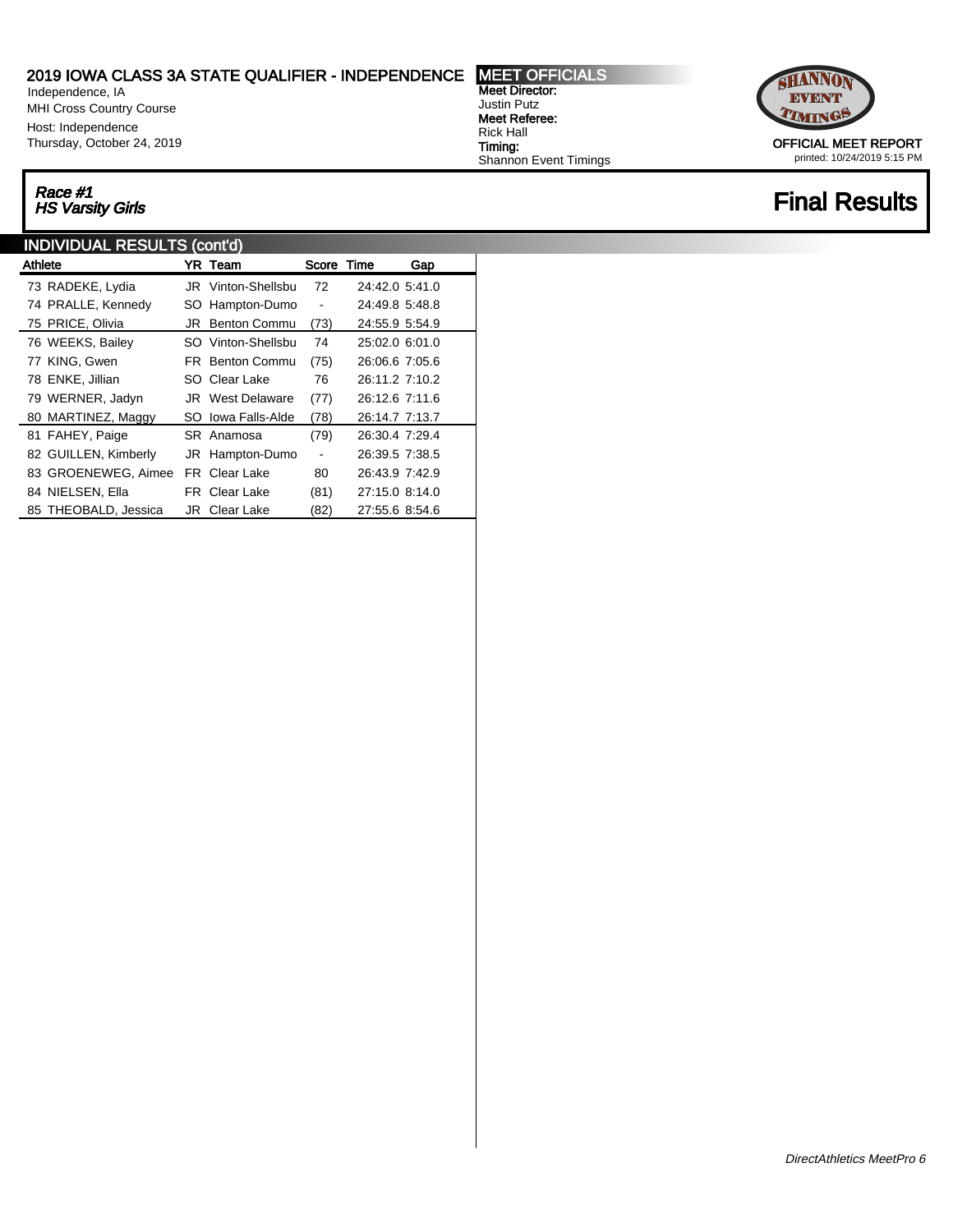# 2019 IOWA CLASS 3A STATE QUALIFIER - INDEPENDENCE

Independence, IA
MHI Cross Country Course
Host: Independence
Thursday, October 24, 2019

**MEET OFFICIALS**
**Meet Director:** Justin Putz
**Meet Referee:** Rick Hall
**Timing:** Shannon Event Timings

OFFICIAL MEET REPORT
printed: 10/24/2019 5:15 PM

***Race #1***
***HS Varsity Girls***

## Final Results

### INDIVIDUAL RESULTS (cont'd)

| | Athlete | YR | Team | Score | Time | Gap |
|---|---|---|---|---|---|---|
| 73 | RADEKE, Lydia | JR | Vinton-Shellsbu | 72 | 24:42.0 | 5:41.0 |
| 74 | PRALLE, Kennedy | SO | Hampton-Dumo | - | 24:49.8 | 5:48.8 |
| 75 | PRICE, Olivia | JR | Benton Commu | (73) | 24:55.9 | 5:54.9 |
| 76 | WEEKS, Bailey | SO | Vinton-Shellsbu | 74 | 25:02.0 | 6:01.0 |
| 77 | KING, Gwen | FR | Benton Commu | (75) | 26:06.6 | 7:05.6 |
| 78 | ENKE, Jillian | SO | Clear Lake | 76 | 26:11.2 | 7:10.2 |
| 79 | WERNER, Jadyn | JR | West Delaware | (77) | 26:12.6 | 7:11.6 |
| 80 | MARTINEZ, Maggy | SO | Iowa Falls-Alde | (78) | 26:14.7 | 7:13.7 |
| 81 | FAHEY, Paige | SR | Anamosa | (79) | 26:30.4 | 7:29.4 |
| 82 | GUILLEN, Kimberly | JR | Hampton-Dumo | - | 26:39.5 | 7:38.5 |
| 83 | GROENEWEG, Aimee | FR | Clear Lake | 80 | 26:43.9 | 7:42.9 |
| 84 | NIELSEN, Ella | FR | Clear Lake | (81) | 27:15.0 | 8:14.0 |
| 85 | THEOBALD, Jessica | JR | Clear Lake | (82) | 27:55.6 | 8:54.6 |

*DirectAthletics MeetPro 6*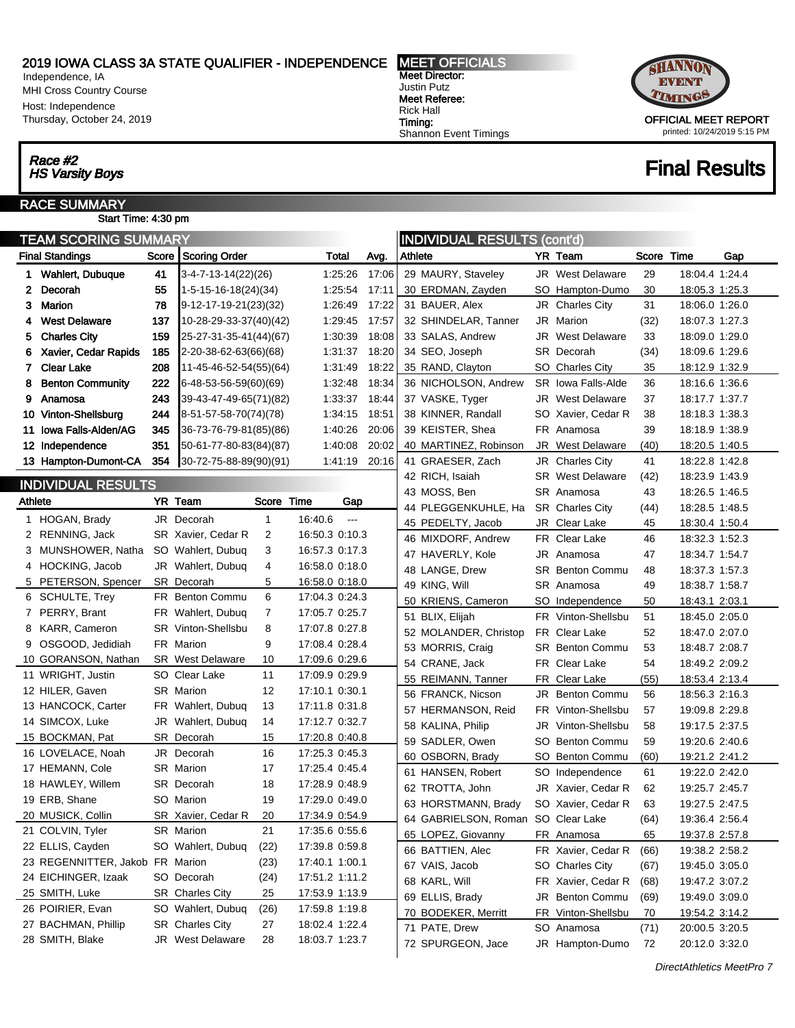## 2019 IOWA CLASS 3A STATE QUALIFIER - INDEPENDENCE

Independence, IA
MHI Cross Country Course
Host: Independence
Thursday, October 24, 2019

**MEET OFFICIALS**
Meet Director:
Justin Putz
Meet Referee:
Rick Hall
Timing:
Shannon Event Timings

OFFICIAL MEET REPORT
printed: 10/24/2019 5:15 PM

### *Race #2*
### *HS Varsity Boys*

# Final Results

## RACE SUMMARY

Start Time: 4:30 pm

## TEAM SCORING SUMMARY

| Final Standings | Score | Scoring Order | Total | Avg. |
|---|---|---|---|---|
| 1 Wahlert, Dubuque | 41 | 3-4-7-13-14(22)(26) | 1:25:26 | 17:06 |
| 2 Decorah | 55 | 1-5-15-16-18(24)(34) | 1:25:54 | 17:11 |
| 3 Marion | 78 | 9-12-17-19-21(23)(32) | 1:26:49 | 17:22 |
| 4 West Delaware | 137 | 10-28-29-33-37(40)(42) | 1:29:45 | 17:57 |
| 5 Charles City | 159 | 25-27-31-35-41(44)(67) | 1:30:39 | 18:08 |
| 6 Xavier, Cedar Rapids | 185 | 2-20-38-62-63(66)(68) | 1:31:37 | 18:20 |
| 7 Clear Lake | 208 | 11-45-46-52-54(55)(64) | 1:31:49 | 18:22 |
| 8 Benton Community | 222 | 6-48-53-56-59(60)(69) | 1:32:48 | 18:34 |
| 9 Anamosa | 243 | 39-43-47-49-65(71)(82) | 1:33:37 | 18:44 |
| 10 Vinton-Shellsburg | 244 | 8-51-57-58-70(74)(78) | 1:34:15 | 18:51 |
| 11 Iowa Falls-Alden/AG | 345 | 36-73-76-79-81(85)(86) | 1:40:26 | 20:06 |
| 12 Independence | 351 | 50-61-77-80-83(84)(87) | 1:40:08 | 20:02 |
| 13 Hampton-Dumont-CA | 354 | 30-72-75-88-89(90)(91) | 1:41:19 | 20:16 |

## INDIVIDUAL RESULTS

| Athlete | YR | Team | Score | Time | Gap |
|---|---|---|---|---|---|
| 1 HOGAN, Brady | JR | Decorah | 1 | 16:40.6 | --- |
| 2 RENNING, Jack | SR | Xavier, Cedar R | 2 | 16:50.3 | 0:10.3 |
| 3 MUNSHOWER, Natha | SO | Wahlert, Dubuq | 3 | 16:57.3 | 0:17.3 |
| 4 HOCKING, Jacob | JR | Wahlert, Dubuq | 4 | 16:58.0 | 0:18.0 |
| 5 PETERSON, Spencer | SR | Decorah | 5 | 16:58.0 | 0:18.0 |
| 6 SCHULTE, Trey | FR | Benton Commu | 6 | 17:04.3 | 0:24.3 |
| 7 PERRY, Brant | FR | Wahlert, Dubuq | 7 | 17:05.7 | 0:25.7 |
| 8 KARR, Cameron | SR | Vinton-Shellsbu | 8 | 17:07.8 | 0:27.8 |
| 9 OSGOOD, Jedidiah | FR | Marion | 9 | 17:08.4 | 0:28.4 |
| 10 GORANSON, Nathan | SR | West Delaware | 10 | 17:09.6 | 0:29.6 |
| 11 WRIGHT, Justin | SO | Clear Lake | 11 | 17:09.9 | 0:29.9 |
| 12 HILER, Gaven | SR | Marion | 12 | 17:10.1 | 0:30.1 |
| 13 HANCOCK, Carter | FR | Wahlert, Dubuq | 13 | 17:11.8 | 0:31.8 |
| 14 SIMCOX, Luke | JR | Wahlert, Dubuq | 14 | 17:12.7 | 0:32.7 |
| 15 BOCKMAN, Pat | SR | Decorah | 15 | 17:20.8 | 0:40.8 |
| 16 LOVELACE, Noah | JR | Decorah | 16 | 17:25.3 | 0:45.3 |
| 17 HEMANN, Cole | SR | Marion | 17 | 17:25.4 | 0:45.4 |
| 18 HAWLEY, Willem | SR | Decorah | 18 | 17:28.9 | 0:48.9 |
| 19 ERB, Shane | SO | Marion | 19 | 17:29.0 | 0:49.0 |
| 20 MUSICK, Collin | SR | Xavier, Cedar R | 20 | 17:34.9 | 0:54.9 |
| 21 COLVIN, Tyler | SR | Marion | 21 | 17:35.6 | 0:55.6 |
| 22 ELLIS, Cayden | SO | Wahlert, Dubuq | (22) | 17:39.8 | 0:59.8 |
| 23 REGENNITTER, Jakob | FR | Marion | (23) | 17:40.1 | 1:00.1 |
| 24 EICHINGER, Izaak | SO | Decorah | (24) | 17:51.2 | 1:11.2 |
| 25 SMITH, Luke | SR | Charles City | 25 | 17:53.9 | 1:13.9 |
| 26 POIRIER, Evan | SO | Wahlert, Dubuq | (26) | 17:59.8 | 1:19.8 |
| 27 BACHMAN, Phillip | SR | Charles City | 27 | 18:02.4 | 1:22.4 |
| 28 SMITH, Blake | JR | West Delaware | 28 | 18:03.7 | 1:23.7 |

## INDIVIDUAL RESULTS (cont'd)

| Athlete | YR | Team | Score | Time | Gap |
|---|---|---|---|---|---|
| 29 MAURY, Staveley | JR | West Delaware | 29 | 18:04.4 | 1:24.4 |
| 30 ERDMAN, Zayden | SO | Hampton-Dumo | 30 | 18:05.3 | 1:25.3 |
| 31 BAUER, Alex | JR | Charles City | 31 | 18:06.0 | 1:26.0 |
| 32 SHINDELAR, Tanner | JR | Marion | (32) | 18:07.3 | 1:27.3 |
| 33 SALAS, Andrew | JR | West Delaware | 33 | 18:09.0 | 1:29.0 |
| 34 SEO, Joseph | SR | Decorah | (34) | 18:09.6 | 1:29.6 |
| 35 RAND, Clayton | SO | Charles City | 35 | 18:12.9 | 1:32.9 |
| 36 NICHOLSON, Andrew | SR | Iowa Falls-Alde | 36 | 18:16.6 | 1:36.6 |
| 37 VASKE, Tyger | JR | West Delaware | 37 | 18:17.7 | 1:37.7 |
| 38 KINNER, Randall | SO | Xavier, Cedar R | 38 | 18:18.3 | 1:38.3 |
| 39 KEISTER, Shea | FR | Anamosa | 39 | 18:18.9 | 1:38.9 |
| 40 MARTINEZ, Robinson | JR | West Delaware | (40) | 18:20.5 | 1:40.5 |
| 41 GRAESER, Zach | JR | Charles City | 41 | 18:22.8 | 1:42.8 |
| 42 RICH, Isaiah | SR | West Delaware | (42) | 18:23.9 | 1:43.9 |
| 43 MOSS, Ben | SR | Anamosa | 43 | 18:26.5 | 1:46.5 |
| 44 PLEGGENKUHLE, Ha | SR | Charles City | (44) | 18:28.5 | 1:48.5 |
| 45 PEDELTY, Jacob | JR | Clear Lake | 45 | 18:30.4 | 1:50.4 |
| 46 MIXDORF, Andrew | FR | Clear Lake | 46 | 18:32.3 | 1:52.3 |
| 47 HAVERLY, Kole | JR | Anamosa | 47 | 18:34.7 | 1:54.7 |
| 48 LANGE, Drew | SR | Benton Commu | 48 | 18:37.3 | 1:57.3 |
| 49 KING, Will | SR | Anamosa | 49 | 18:38.7 | 1:58.7 |
| 50 KRIENS, Cameron | SO | Independence | 50 | 18:43.1 | 2:03.1 |
| 51 BLIX, Elijah | FR | Vinton-Shellsbu | 51 | 18:45.0 | 2:05.0 |
| 52 MOLANDER, Christop | FR | Clear Lake | 52 | 18:47.0 | 2:07.0 |
| 53 MORRIS, Craig | SR | Benton Commu | 53 | 18:48.7 | 2:08.7 |
| 54 CRANE, Jack | FR | Clear Lake | 54 | 18:49.2 | 2:09.2 |
| 55 REIMANN, Tanner | FR | Clear Lake | (55) | 18:53.4 | 2:13.4 |
| 56 FRANCK, Nicson | JR | Benton Commu | 56 | 18:56.3 | 2:16.3 |
| 57 HERMANSON, Reid | FR | Vinton-Shellsbu | 57 | 19:09.8 | 2:29.8 |
| 58 KALINA, Philip | JR | Vinton-Shellsbu | 58 | 19:17.5 | 2:37.5 |
| 59 SADLER, Owen | SO | Benton Commu | 59 | 19:20.6 | 2:40.6 |
| 60 OSBORN, Brady | SO | Benton Commu | (60) | 19:21.2 | 2:41.2 |
| 61 HANSEN, Robert | SO | Independence | 61 | 19:22.0 | 2:42.0 |
| 62 TROTTA, John | JR | Xavier, Cedar R | 62 | 19:25.7 | 2:45.7 |
| 63 HORSTMANN, Brady | SO | Xavier, Cedar R | 63 | 19:27.5 | 2:47.5 |
| 64 GABRIELSON, Roman | SO | Clear Lake | (64) | 19:36.4 | 2:56.4 |
| 65 LOPEZ, Giovanny | FR | Anamosa | 65 | 19:37.8 | 2:57.8 |
| 66 BATTIEN, Alec | FR | Xavier, Cedar R | (66) | 19:38.2 | 2:58.2 |
| 67 VAIS, Jacob | SO | Charles City | (67) | 19:45.0 | 3:05.0 |
| 68 KARL, Will | FR | Xavier, Cedar R | (68) | 19:47.2 | 3:07.2 |
| 69 ELLIS, Brady | JR | Benton Commu | (69) | 19:49.0 | 3:09.0 |
| 70 BODEKER, Merritt | FR | Vinton-Shellsbu | 70 | 19:54.2 | 3:14.2 |
| 71 PATE, Drew | SO | Anamosa | (71) | 20:00.5 | 3:20.5 |
| 72 SPURGEON, Jace | JR | Hampton-Dumo | 72 | 20:12.0 | 3:32.0 |

*DirectAthletics MeetPro 7*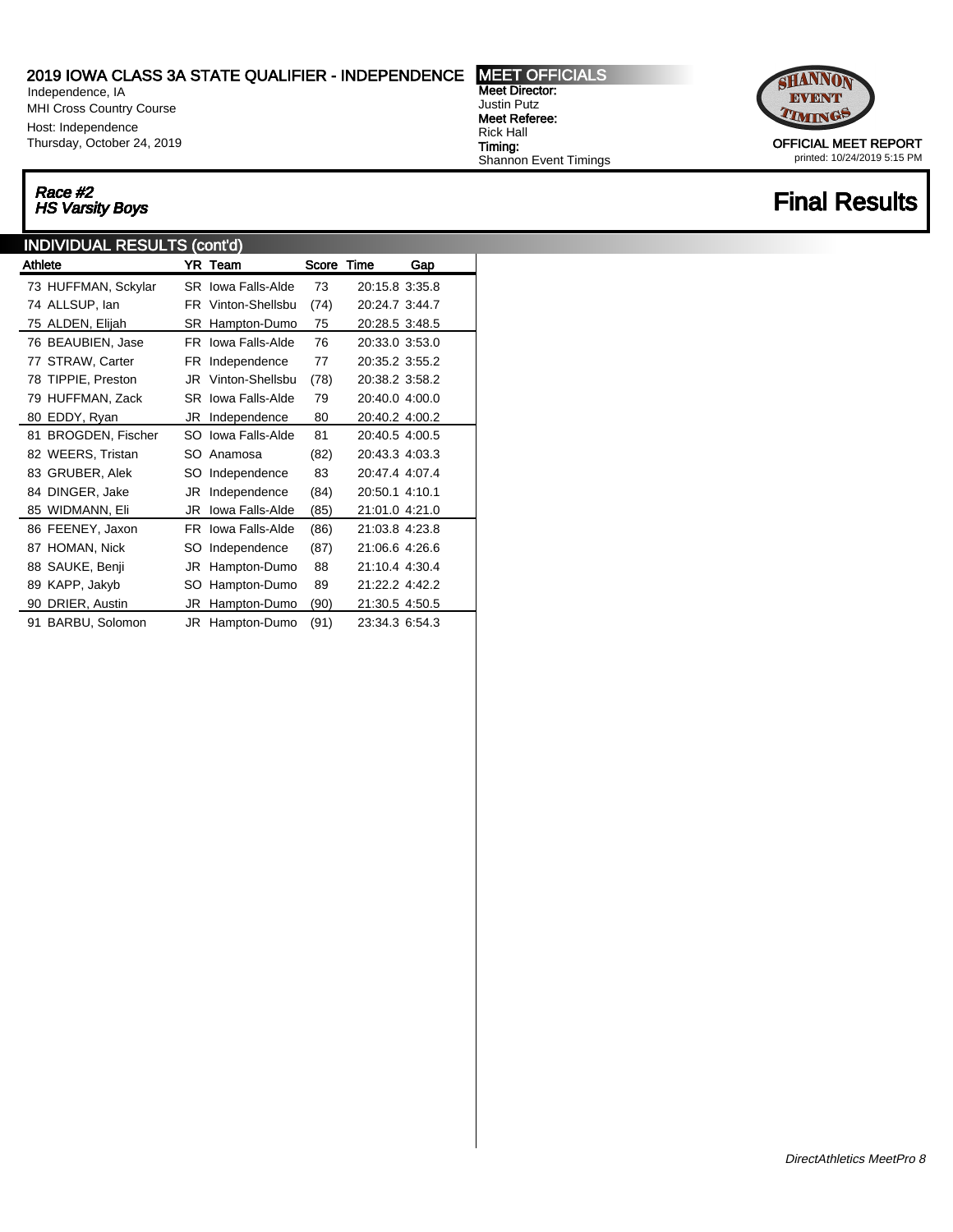# 2019 IOWA CLASS 3A STATE QUALIFIER - INDEPENDENCE

Independence, IA
MHI Cross Country Course
Host: Independence
Thursday, October 24, 2019

**MEET OFFICIALS**
**Meet Director:**
Justin Putz
**Meet Referee:**
Rick Hall
**Timing:**
Shannon Event Timings

OFFICIAL MEET REPORT
printed: 10/24/2019 5:15 PM

*Race #2*
*HS Varsity Boys*

## Final Results

### INDIVIDUAL RESULTS (cont'd)

| Athlete | YR | Team | Score | Time | Gap |
|---|---|---|---|---|---|
| 73 HUFFMAN, Sckylar | SR | Iowa Falls-Alde | 73 | 20:15.8 | 3:35.8 |
| 74 ALLSUP, Ian | FR | Vinton-Shellsbu | (74) | 20:24.7 | 3:44.7 |
| 75 ALDEN, Elijah | SR | Hampton-Dumo | 75 | 20:28.5 | 3:48.5 |
| 76 BEAUBIEN, Jase | FR | Iowa Falls-Alde | 76 | 20:33.0 | 3:53.0 |
| 77 STRAW, Carter | FR | Independence | 77 | 20:35.2 | 3:55.2 |
| 78 TIPPIE, Preston | JR | Vinton-Shellsbu | (78) | 20:38.2 | 3:58.2 |
| 79 HUFFMAN, Zack | SR | Iowa Falls-Alde | 79 | 20:40.0 | 4:00.0 |
| 80 EDDY, Ryan | JR | Independence | 80 | 20:40.2 | 4:00.2 |
| 81 BROGDEN, Fischer | SO | Iowa Falls-Alde | 81 | 20:40.5 | 4:00.5 |
| 82 WEERS, Tristan | SO | Anamosa | (82) | 20:43.3 | 4:03.3 |
| 83 GRUBER, Alek | SO | Independence | 83 | 20:47.4 | 4:07.4 |
| 84 DINGER, Jake | JR | Independence | (84) | 20:50.1 | 4:10.1 |
| 85 WIDMANN, Eli | JR | Iowa Falls-Alde | (85) | 21:01.0 | 4:21.0 |
| 86 FEENEY, Jaxon | FR | Iowa Falls-Alde | (86) | 21:03.8 | 4:23.8 |
| 87 HOMAN, Nick | SO | Independence | (87) | 21:06.6 | 4:26.6 |
| 88 SAUKE, Benji | JR | Hampton-Dumo | 88 | 21:10.4 | 4:30.4 |
| 89 KAPP, Jakyb | SO | Hampton-Dumo | 89 | 21:22.2 | 4:42.2 |
| 90 DRIER, Austin | JR | Hampton-Dumo | (90) | 21:30.5 | 4:50.5 |
| 91 BARBU, Solomon | JR | Hampton-Dumo | (91) | 23:34.3 | 6:54.3 |

*DirectAthletics MeetPro 8*